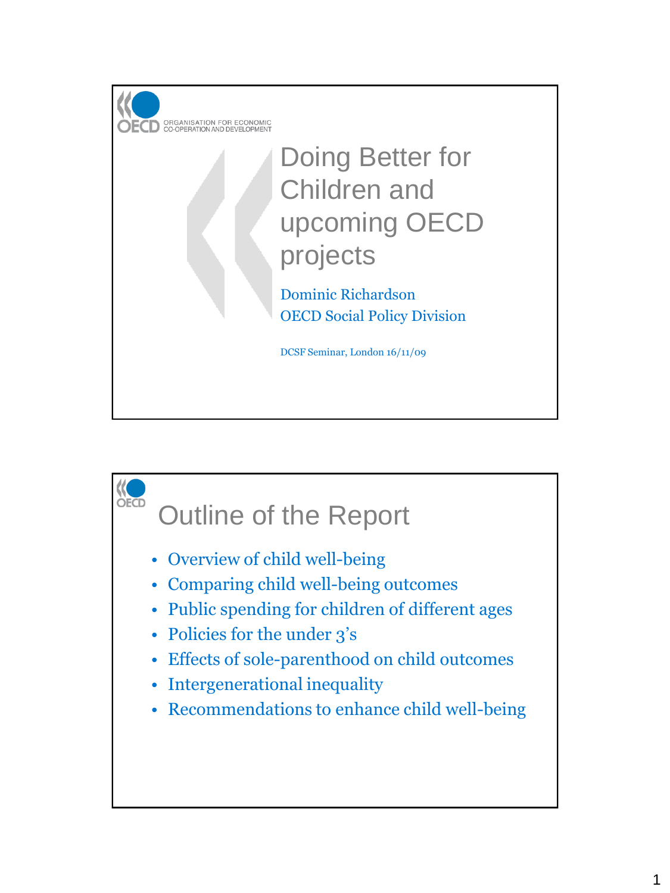# Doing Better for Children and upcoming OECD projects

Dominic Richardson
OECD Social Policy Division

DCSF Seminar, London 16/11/09

## Outline of the Report

- Overview of child well-being
- Comparing child well-being outcomes
- Public spending for children of different ages
- Policies for the under 3's
- Effects of sole-parenthood on child outcomes
- Intergenerational inequality
- Recommendations to enhance child well-being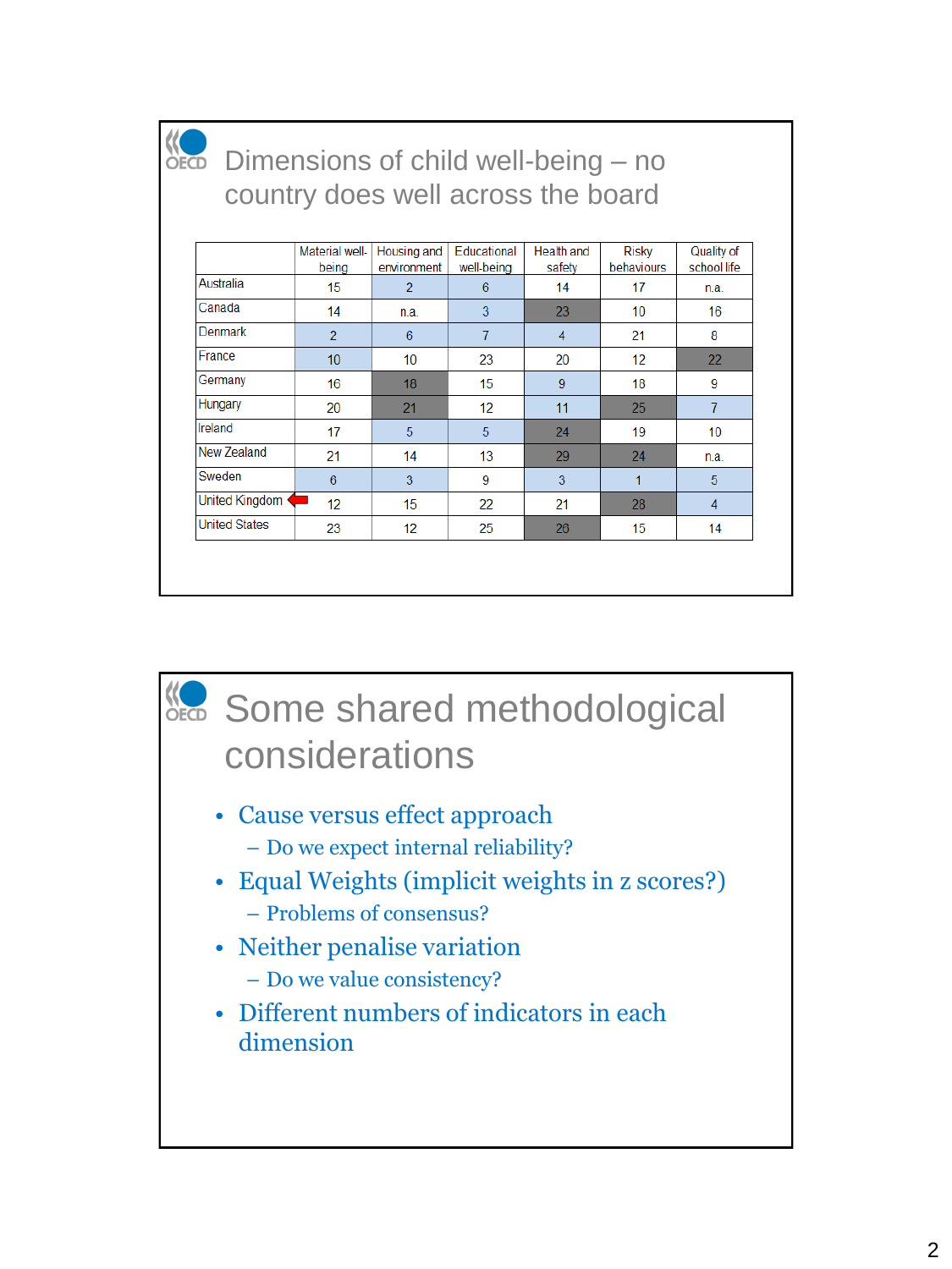## Dimensions of child well-being – no country does well across the board

| | Material well-being | Housing and environment | Educational well-being | Health and safety | Risky behaviours | Quality of school life |
|---|---|---|---|---|---|---|
| Australia | 15 | 2 | 6 | 14 | 17 | n.a. |
| Canada | 14 | n.a. | 3 | 23 | 10 | 16 |
| Denmark | 2 | 6 | 7 | 4 | 21 | 8 |
| France | 10 | 10 | 23 | 20 | 12 | 22 |
| Germany | 16 | 18 | 15 | 9 | 18 | 9 |
| Hungary | 20 | 21 | 12 | 11 | 25 | 7 |
| Ireland | 17 | 5 | 5 | 24 | 19 | 10 |
| New Zealand | 21 | 14 | 13 | 29 | 24 | n.a. |
| Sweden | 6 | 3 | 9 | 3 | 1 | 5 |
| United Kingdom | 12 | 15 | 22 | 21 | 28 | 4 |
| United States | 23 | 12 | 25 | 26 | 15 | 14 |

## Some shared methodological considerations

- Cause versus effect approach
  - Do we expect internal reliability?
- Equal Weights (implicit weights in z scores?)
  - Problems of consensus?
- Neither penalise variation
  - Do we value consistency?
- Different numbers of indicators in each dimension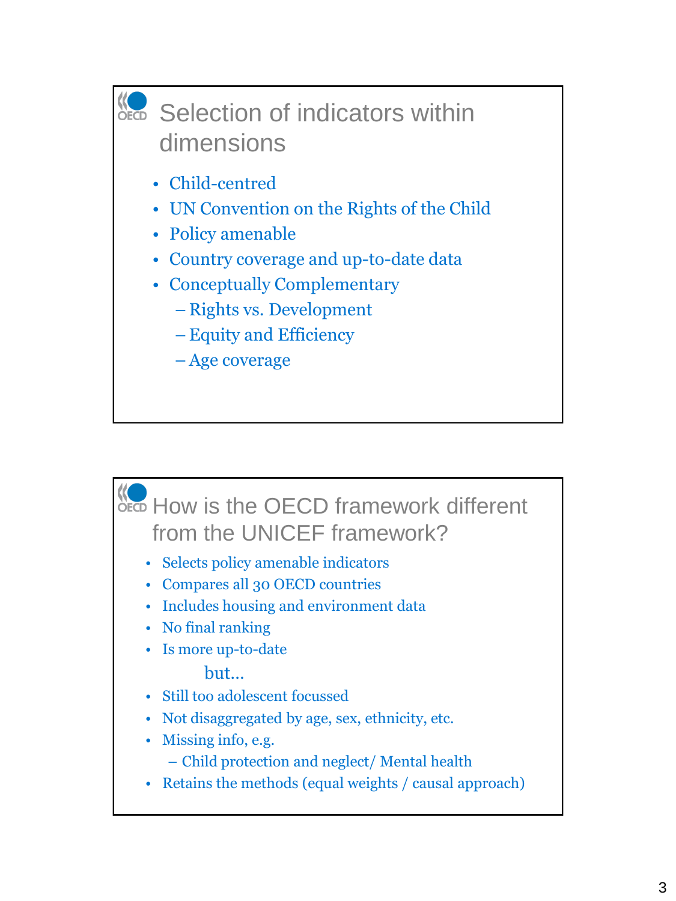## Selection of indicators within dimensions

- Child-centred
- UN Convention on the Rights of the Child
- Policy amenable
- Country coverage and up-to-date data
- Conceptually Complementary
  - Rights vs. Development
  - Equity and Efficiency
  - Age coverage

## How is the OECD framework different from the UNICEF framework?

- Selects policy amenable indicators
- Compares all 30 OECD countries
- Includes housing and environment data
- No final ranking
- Is more up-to-date

but…

- Still too adolescent focussed
- Not disaggregated by age, sex, ethnicity, etc.
- Missing info, e.g.
  - Child protection and neglect/ Mental health
- Retains the methods (equal weights / causal approach)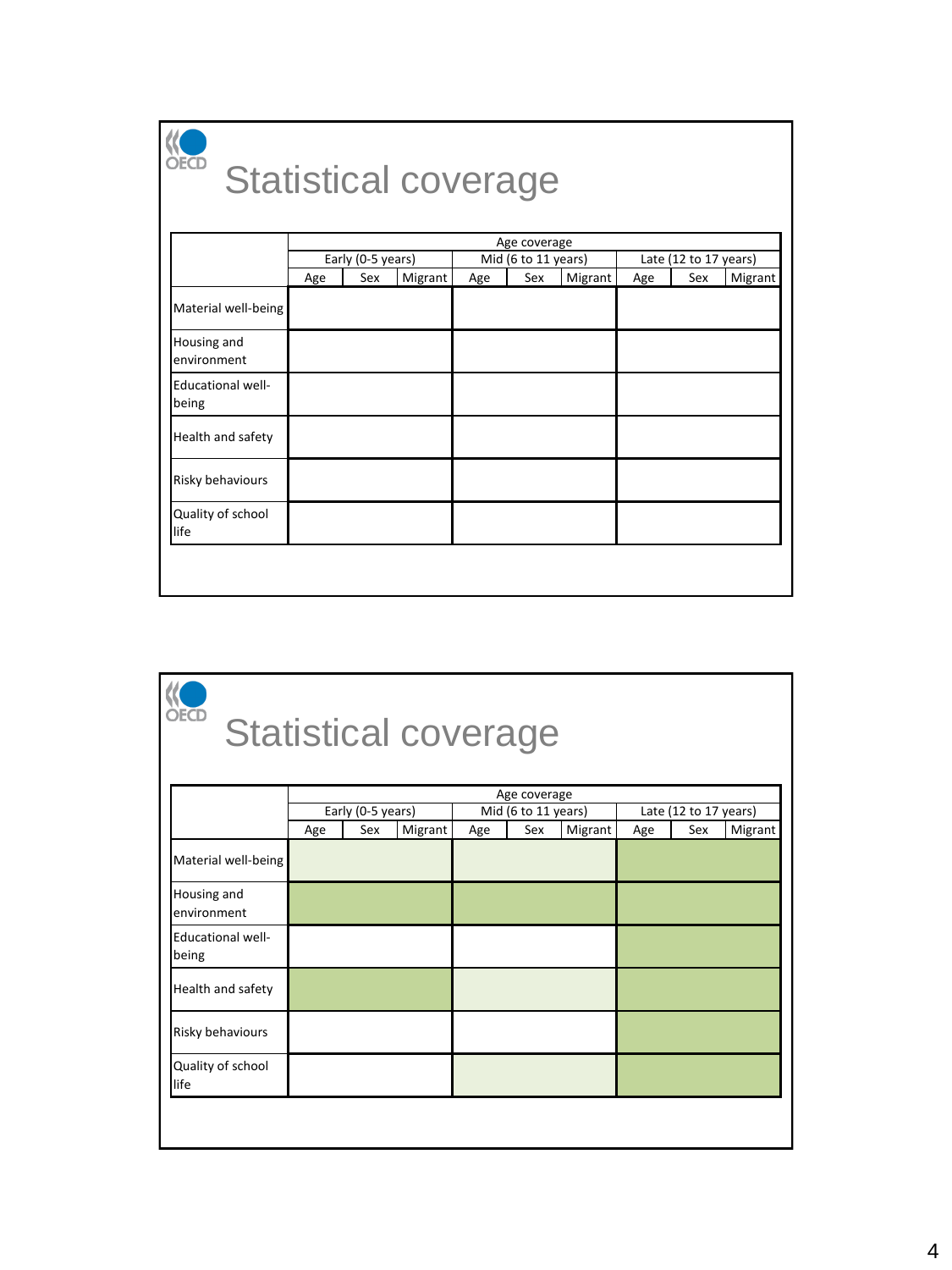## Statistical coverage

| | Age coverage | | | | | | | | |
|---|---|---|---|---|---|---|---|---|---|
| | Early (0-5 years) | | | Mid (6 to 11 years) | | | Late (12 to 17 years) | | |
| | Age | Sex | Migrant | Age | Sex | Migrant | Age | Sex | Migrant |
| Material well-being | | | | | | | | | |
| Housing and environment | | | | | | | | | |
| Educational well-being | | | | | | | | | |
| Health and safety | | | | | | | | | |
| Risky behaviours | | | | | | | | | |
| Quality of school life | | | | | | | | | |

## Statistical coverage

| | Age coverage | | | | | | | | |
|---|---|---|---|---|---|---|---|---|---|
| | Early (0-5 years) | | | Mid (6 to 11 years) | | | Late (12 to 17 years) | | |
| | Age | Sex | Migrant | Age | Sex | Migrant | Age | Sex | Migrant |
| Material well-being | | | | | | | | | |
| Housing and environment | | | | | | | | | |
| Educational well-being | | | | | | | | | |
| Health and safety | | | | | | | | | |
| Risky behaviours | | | | | | | | | |
| Quality of school life | | | | | | | | | |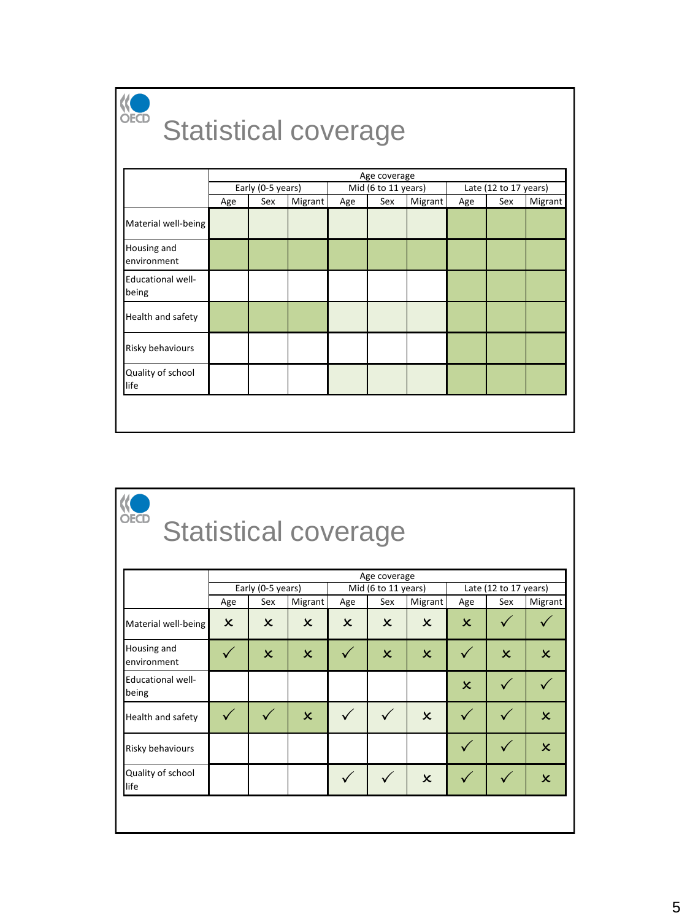## Statistical coverage

| | Age coverage | | | | | | | | |
|---|---|---|---|---|---|---|---|---|---|
| | Early (0-5 years) | | | Mid (6 to 11 years) | | | Late (12 to 17 years) | | |
| | Age | Sex | Migrant | Age | Sex | Migrant | Age | Sex | Migrant |
| Material well-being | | | | | | | | | |
| Housing and environment | | | | | | | | | |
| Educational well-being | | | | | | | | | |
| Health and safety | | | | | | | | | |
| Risky behaviours | | | | | | | | | |
| Quality of school life | | | | | | | | | |

## Statistical coverage

| | Age coverage | | | | | | | | |
|---|---|---|---|---|---|---|---|---|---|
| | Early (0-5 years) | | | Mid (6 to 11 years) | | | Late (12 to 17 years) | | |
| | Age | Sex | Migrant | Age | Sex | Migrant | Age | Sex | Migrant |
| Material well-being | × | × | × | × | × | × | × | ✓ | ✓ |
| Housing and environment | ✓ | × | × | ✓ | × | × | ✓ | × | × |
| Educational well-being | | | | | | | × | ✓ | ✓ |
| Health and safety | ✓ | ✓ | × | ✓ | ✓ | × | ✓ | ✓ | × |
| Risky behaviours | | | | | | | ✓ | ✓ | × |
| Quality of school life | | | | ✓ | ✓ | × | ✓ | ✓ | × |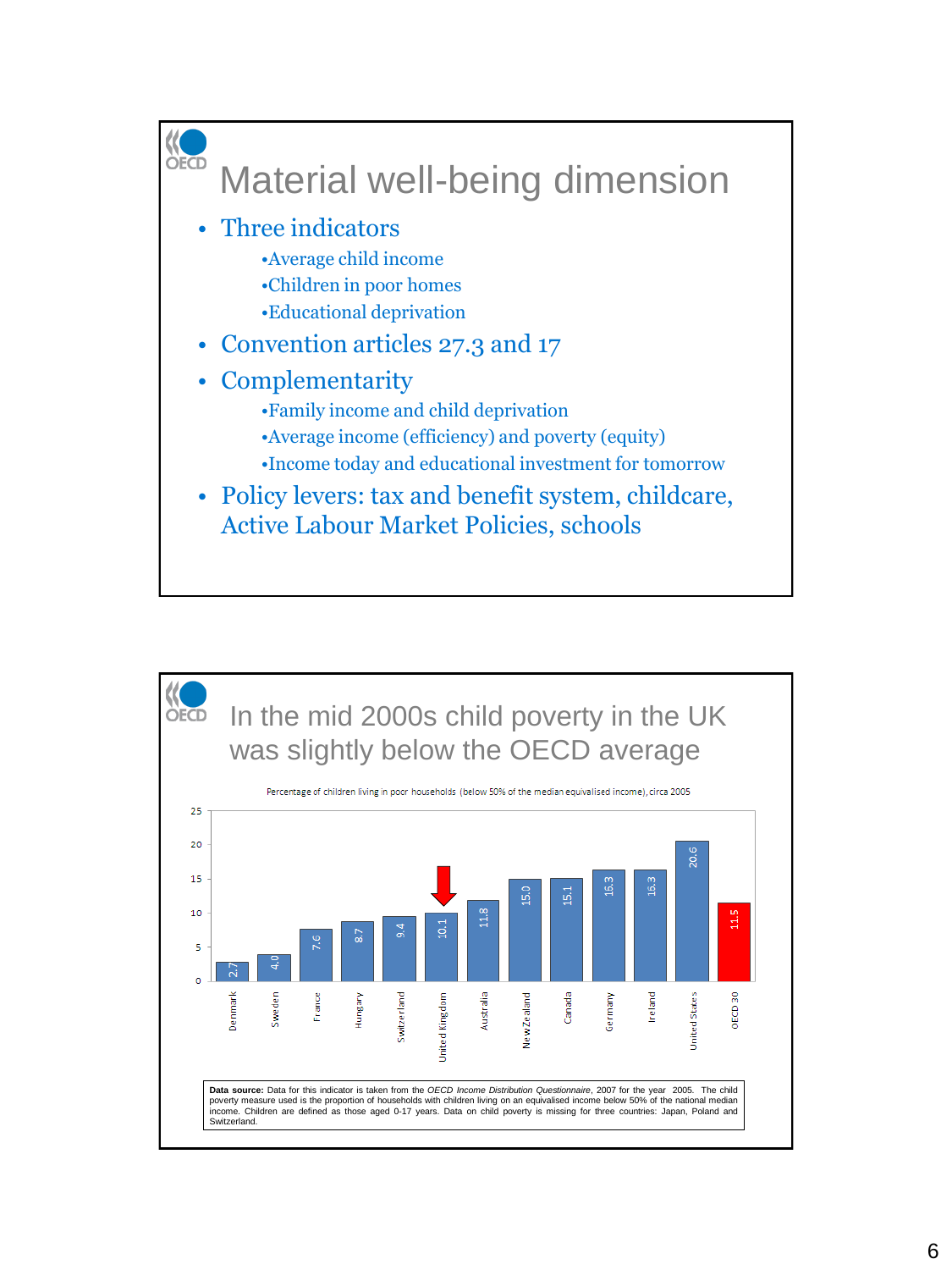# Material well-being dimension

- Three indicators
  - Average child income
  - Children in poor homes
  - Educational deprivation
- Convention articles 27.3 and 17
- Complementarity
  - Family income and child deprivation
  - Average income (efficiency) and poverty (equity)
  - Income today and educational investment for tomorrow
- Policy levers: tax and benefit system, childcare, Active Labour Market Policies, schools

# In the mid 2000s child poverty in the UK was slightly below the OECD average

Percentage of children living in poor households (below 50% of the median equivalised income), circa 2005

| Country | % |
|---|---|
| Denmark | 2.7 |
| Sweden | 4.0 |
| France | 7.6 |
| Hungary | 8.7 |
| Switzerland | 9.4 |
| United Kingdom | 10.1 |
| Australia | 11.8 |
| New Zealand | 15.0 |
| Canada | 15.1 |
| Germany | 16.3 |
| Ireland | 16.3 |
| United States | 20.6 |
| OECD 30 | 11.5 |

**Data source:** Data for this indicator is taken from the *OECD Income Distribution Questionnaire*, 2007 for the year 2005. The child poverty measure used is the proportion of households with children living on an equivalised income below 50% of the national median income. Children are defined as those aged 0-17 years. Data on child poverty is missing for three countries: Japan, Poland and Switzerland.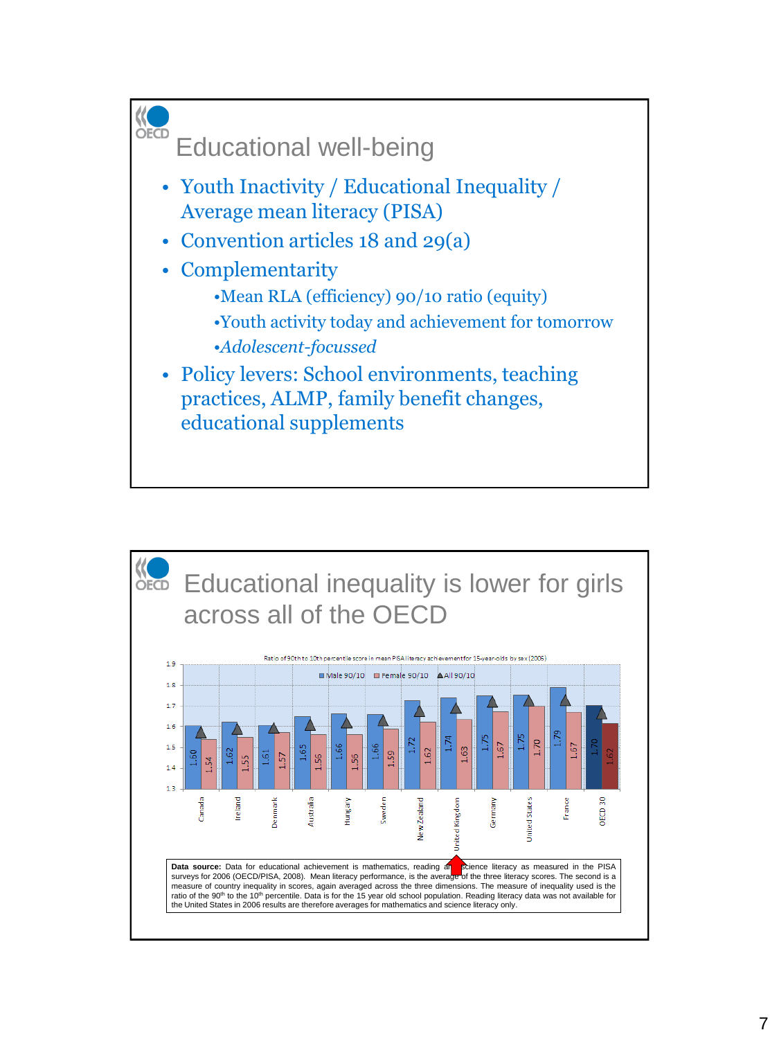## Educational well-being

- Youth Inactivity / Educational Inequality / Average mean literacy (PISA)
- Convention articles 18 and 29(a)
- Complementarity
  - •Mean RLA (efficiency) 90/10 ratio (equity)
  - •Youth activity today and achievement for tomorrow
  - •*Adolescent-focussed*
- Policy levers: School environments, teaching practices, ALMP, family benefit changes, educational supplements

## Educational inequality is lower for girls across all of the OECD

Ratio of 90th to 10th percentile score in mean PISA literacy achievement for 15-year-olds by sex (2006)

| Country | Male 90/10 | Female 90/10 |
|---|---|---|
| Canada | 1.60 | 1.54 |
| Ireland | 1.62 | 1.55 |
| Denmark | 1.61 | 1.57 |
| Australia | 1.65 | 1.56 |
| Hungary | 1.66 | 1.56 |
| Sweden | 1.66 | 1.59 |
| New Zealand | 1.72 | 1.62 |
| United Kingdom | 1.74 | 1.63 |
| Germany | 1.75 | 1.67 |
| United States | 1.75 | 1.70 |
| France | 1.79 | 1.67 |
| OECD 30 | 1.70 | 1.62 |

**Data source:** Data for educational achievement is mathematics, reading and science literacy as measured in the PISA surveys for 2006 (OECD/PISA, 2008). Mean literacy performance, is the average of the three literacy scores. The second is a measure of country inequality in scores, again averaged across the three dimensions. The measure of inequality used is the ratio of the 90th to the 10th percentile. Data is for the 15 year old school population. Reading literacy data was not available for the United States in 2006 results are therefore averages for mathematics and science literacy only.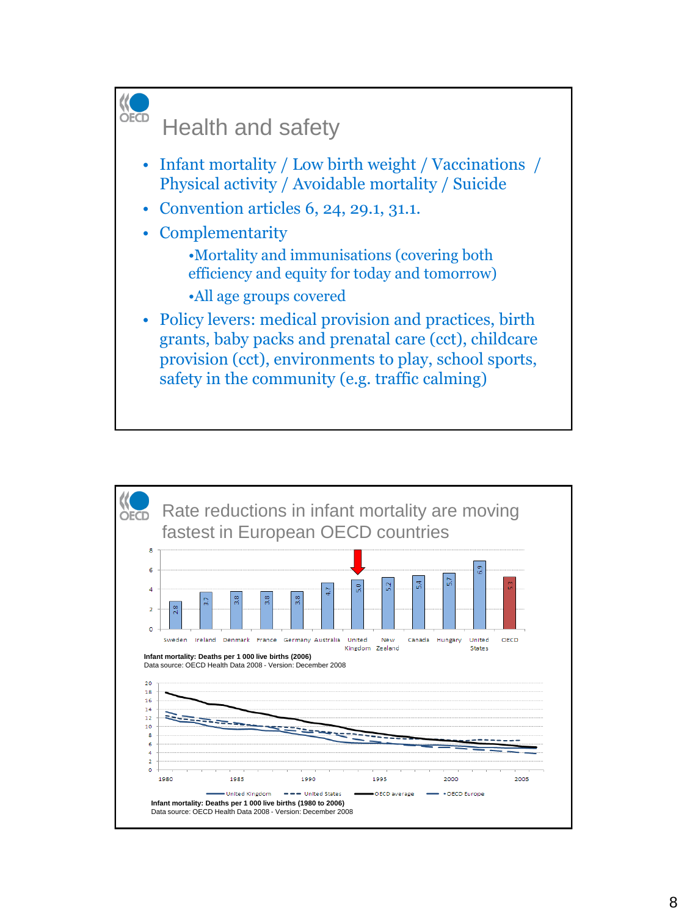## Health and safety

- Infant mortality / Low birth weight / Vaccinations / Physical activity / Avoidable mortality / Suicide
- Convention articles 6, 24, 29.1, 31.1.
- Complementarity
  - Mortality and immunisations (covering both efficiency and equity for today and tomorrow)
  - All age groups covered
- Policy levers: medical provision and practices, birth grants, baby packs and prenatal care (cct), childcare provision (cct), environments to play, school sports, safety in the community (e.g. traffic calming)

## Rate reductions in infant mortality are moving fastest in European OECD countries

| Country | Value |
|---|---|
| Sweden | 2.8 |
| Ireland | 3.7 |
| Denmark | 3.8 |
| France | 3.8 |
| Germany | 3.8 |
| Australia | 4.7 |
| United Kingdom | 5.0 |
| New Zealand | 5.2 |
| Canada | 5.4 |
| Hungary | 5.7 |
| United States | 6.9 |
| OECD | 5.3 |

**Infant mortality: Deaths per 1 000 live births (2006)**
Data source: OECD Health Data 2008 - Version: December 2008

United Kingdom — United States — OECD average — OECD Europe

**Infant mortality: Deaths per 1 000 live births (1980 to 2006)**
Data source: OECD Health Data 2008 - Version: December 2008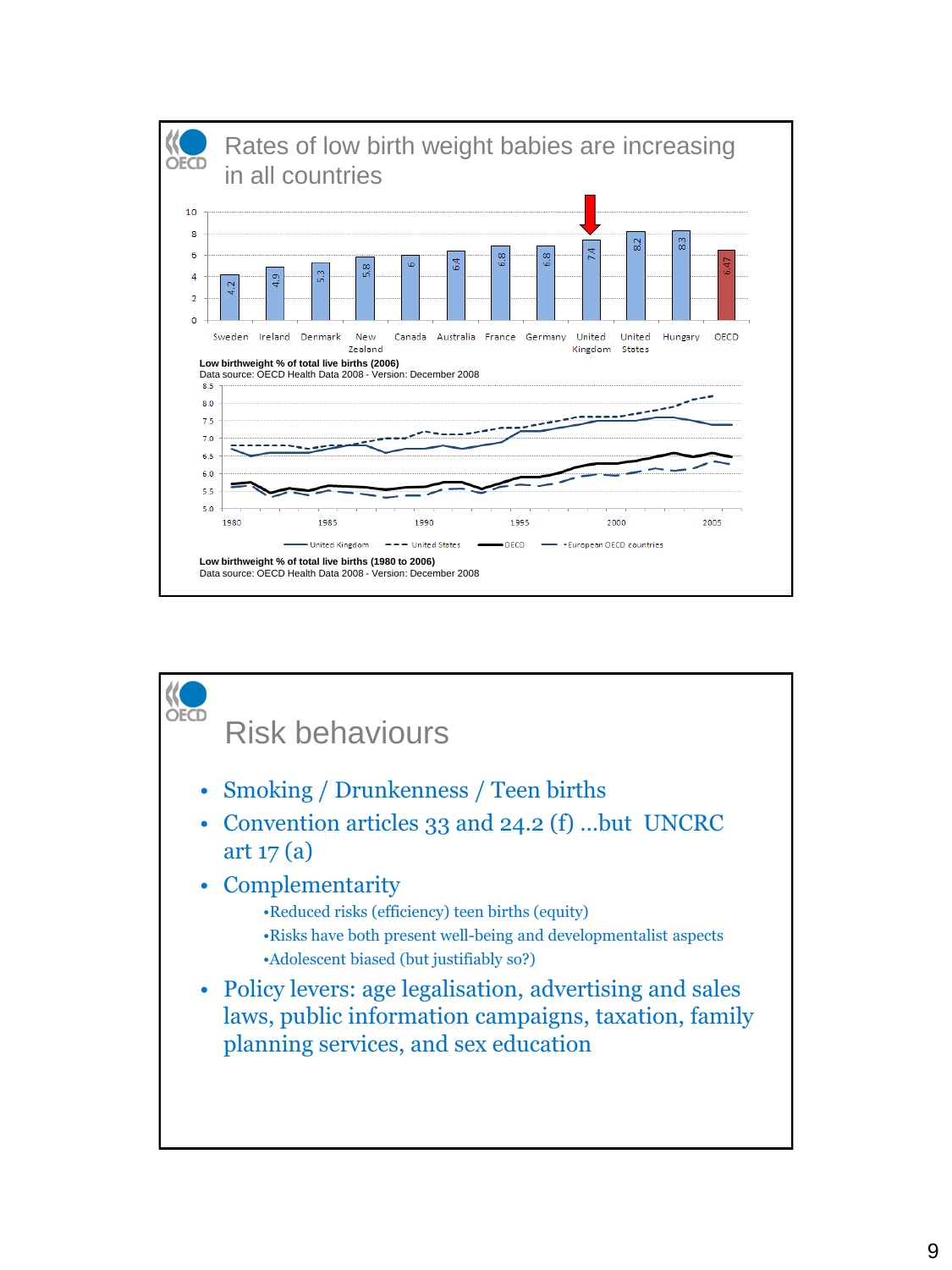## Rates of low birth weight babies are increasing in all countries

| Country | Low birthweight % (2006) |
| --- | --- |
| Sweden | 4.2 |
| Ireland | 4.9 |
| Denmark | 5.3 |
| New Zealand | 5.8 |
| Canada | 6 |
| Australia | 6.4 |
| France | 6.8 |
| Germany | 6.8 |
| United Kingdom | 7.4 |
| United States | 8.2 |
| Hungary | 8.3 |
| OECD | 6.47 |

**Low birthweight % of total live births (2006)**
Data source: OECD Health Data 2008 - Version: December 2008

United Kingdom / United States / OECD / European OECD countries (1980–2005)

**Low birthweight % of total live births (1980 to 2006)**
Data source: OECD Health Data 2008 - Version: December 2008

## Risk behaviours

- Smoking / Drunkenness / Teen births
- Convention articles 33 and 24.2 (f) …but UNCRC art 17 (a)
- Complementarity
  - Reduced risks (efficiency) teen births (equity)
  - Risks have both present well-being and developmentalist aspects
  - Adolescent biased (but justifiably so?)
- Policy levers: age legalisation, advertising and sales laws, public information campaigns, taxation, family planning services, and sex education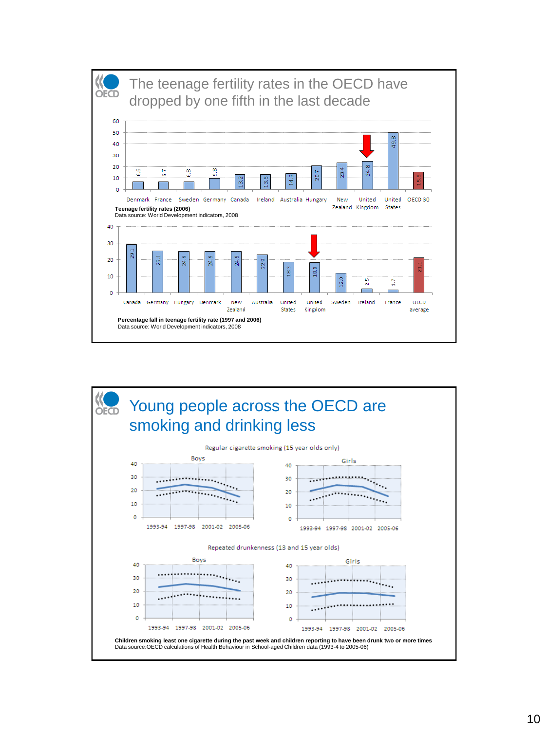## The teenage fertility rates in the OECD have dropped by one fifth in the last decade

| Country | Teenage fertility rate (2006) |
|---|---|
| Denmark | 6.6 |
| France | 6.7 |
| Sweden | 6.8 |
| Germany | 9.8 |
| Canada | 13.2 |
| Ireland | 13.5 |
| Australia | 14.3 |
| Hungary | 20.7 |
| New Zealand | 23.4 |
| United Kingdom | 24.8 |
| United States | 49.8 |
| OECD 30 | 15.5 |

**Teenage fertility rates (2006)**
Data source: World Development indicators, 2008

| Country | Percentage fall in teenage fertility rate (1997 and 2006) |
|---|---|
| Canada | 29.1 |
| Germany | 25.1 |
| Hungary | 24.9 |
| Denmark | 24.9 |
| New Zealand | 24.9 |
| Australia | 22.9 |
| United States | 18.3 |
| United Kingdom | 18.0 |
| Sweden | 12.0 |
| Ireland | 2.5 |
| France | 1.7 |
| OECD average | 21.1 |

**Percentage fall in teenage fertility rate (1997 and 2006)**
Data source: World Development indicators, 2008

## Young people across the OECD are smoking and drinking less

Regular cigarette smoking (15 year olds only)

Boys / Girls

Repeated drunkenness (13 and 15 year olds)

Boys / Girls

**Children smoking least one cigarette during the past week and children reporting to have been drunk two or more times**
Data source:OECD calculations of Health Behaviour in School-aged Children data (1993-4 to 2005-06)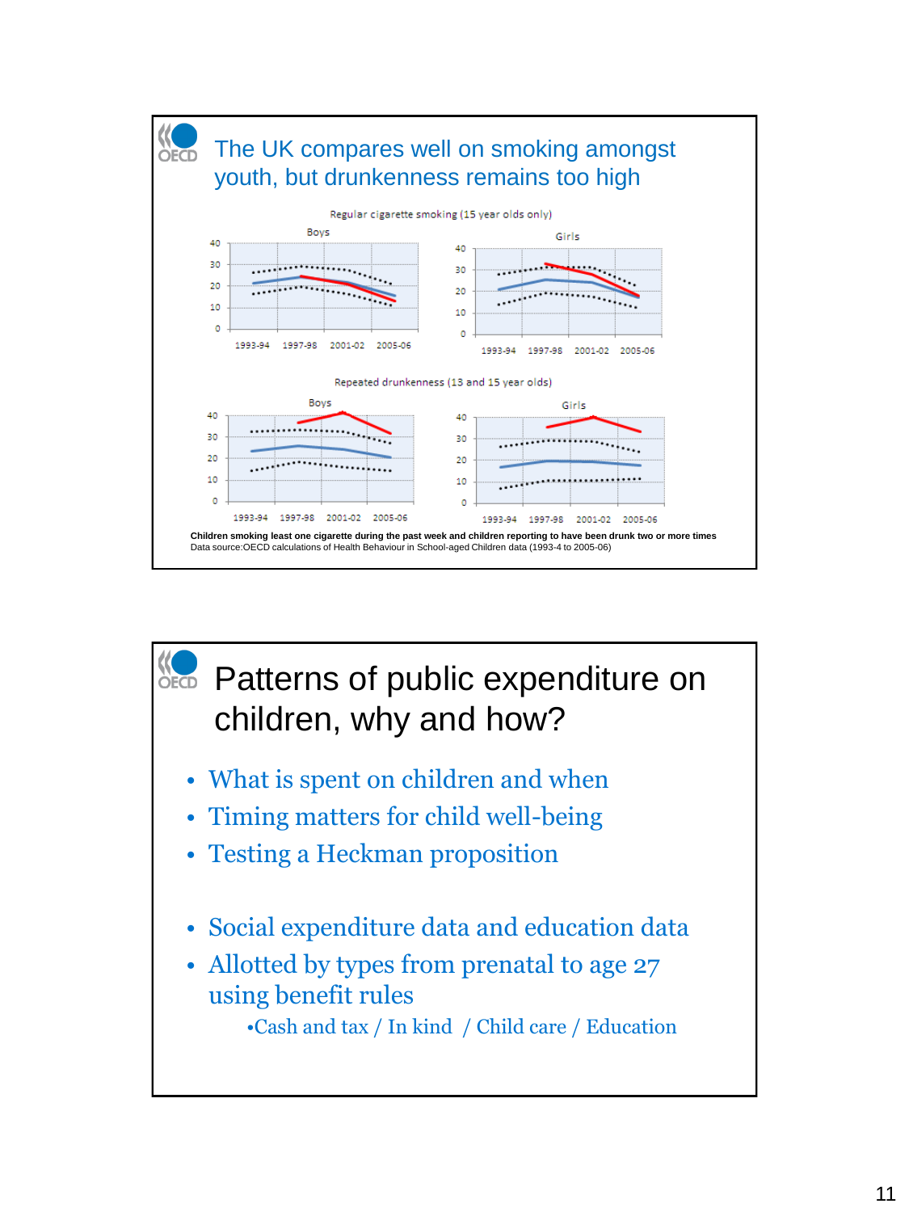## The UK compares well on smoking amongst youth, but drunkenness remains too high

Regular cigarette smoking (15 year olds only)

Boys

Girls

Repeated drunkenness (13 and 15 year olds)

Boys

Girls

**Children smoking least one cigarette during the past week and children reporting to have been drunk two or more times**

Data source:OECD calculations of Health Behaviour in School-aged Children data (1993-4 to 2005-06)

## Patterns of public expenditure on children, why and how?

- What is spent on children and when
- Timing matters for child well-being
- Testing a Heckman proposition

- Social expenditure data and education data
- Allotted by types from prenatal to age 27 using benefit rules
  - Cash and tax / In kind / Child care / Education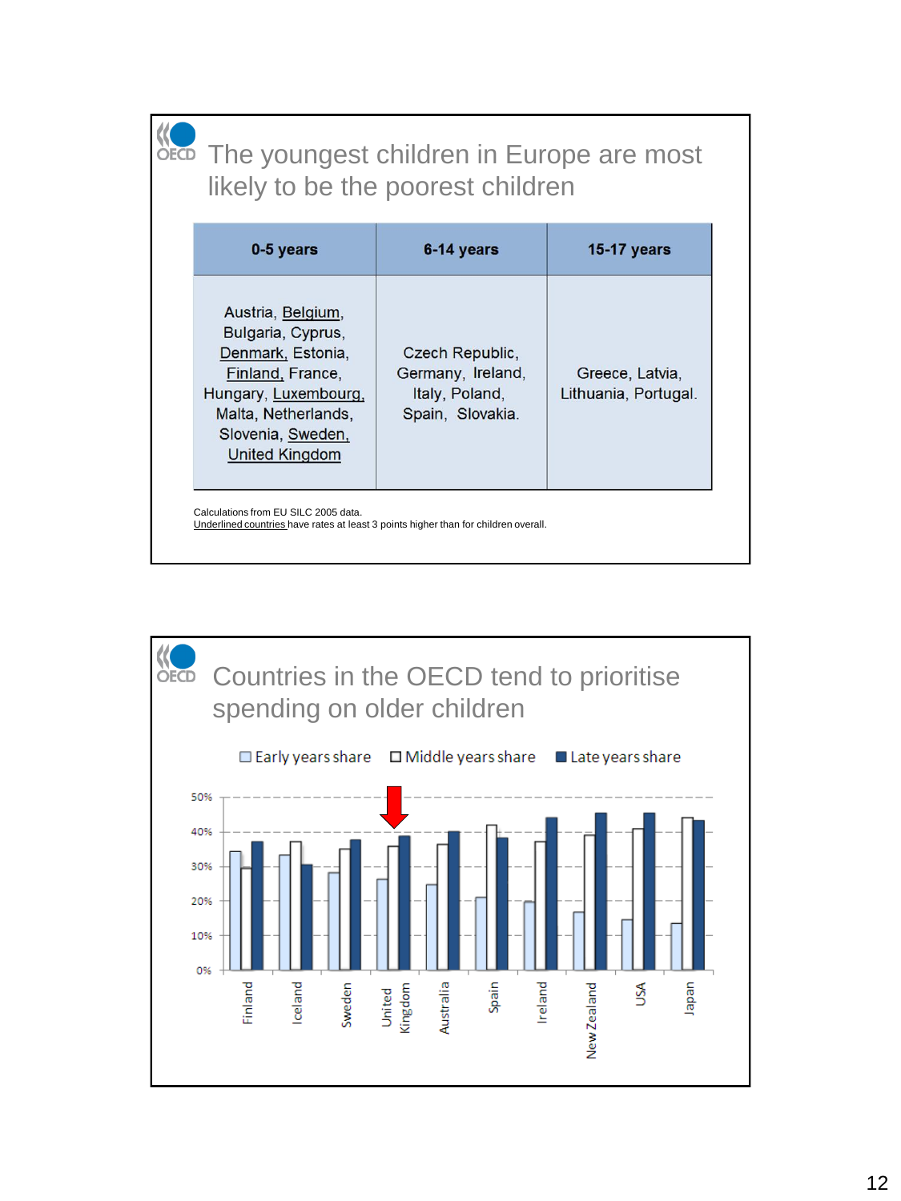## The youngest children in Europe are most likely to be the poorest children

| 0-5 years | 6-14 years | 15-17 years |
|---|---|---|
| Austria, Belgium, Bulgaria, Cyprus, Denmark, Estonia, Finland, France, Hungary, Luxembourg, Malta, Netherlands, Slovenia, Sweden, United Kingdom | Czech Republic, Germany, Ireland, Italy, Poland, Spain, Slovakia. | Greece, Latvia, Lithuania, Portugal. |

Calculations from EU SILC 2005 data.
Underlined countries have rates at least 3 points higher than for children overall.

## Countries in the OECD tend to prioritise spending on older children

Legend: Early years share, Middle years share, Late years share

Y-axis: 0%, 10%, 20%, 30%, 40%, 50%

Countries: Finland, Iceland, Sweden, United Kingdom, Australia, Spain, Ireland, New Zealand, USA, Japan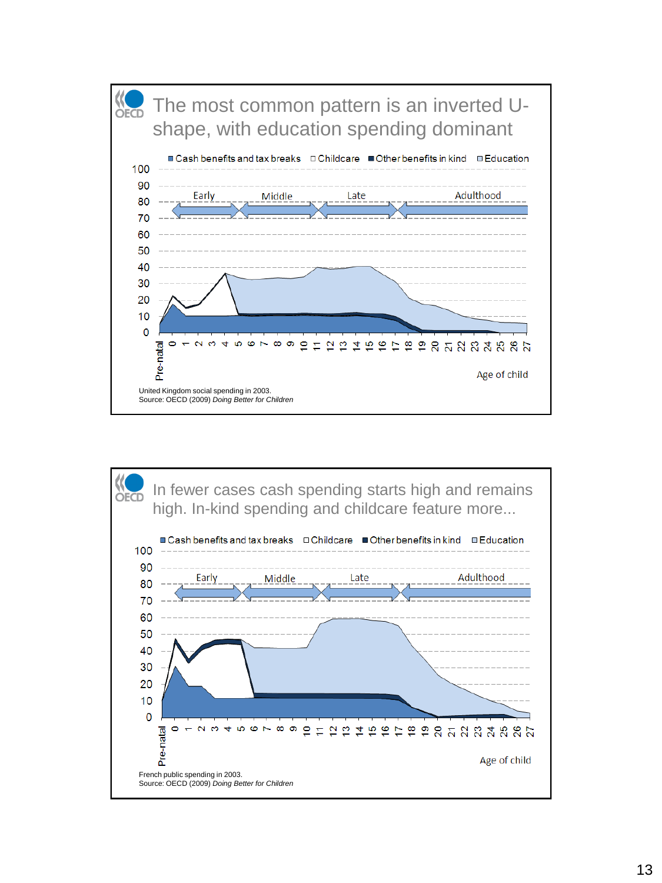## The most common pattern is an inverted U-shape, with education spending dominant

■ Cash benefits and tax breaks □ Childcare ■ Other benefits in kind □ Education

Early — Middle — Late — Adulthood

Age of child: Pre-natal, 0, 1, 2, 3, 4, 5, 6, 7, 8, 9, 10, 11, 12, 13, 14, 15, 16, 17, 18, 19, 20, 21, 22, 23, 24, 25, 26, 27

United Kingdom social spending in 2003.
Source: OECD (2009) *Doing Better for Children*

## In fewer cases cash spending starts high and remains high. In-kind spending and childcare feature more...

■ Cash benefits and tax breaks □ Childcare ■ Other benefits in kind □ Education

Early — Middle — Late — Adulthood

Age of child: Pre-natal, 0, 1, 2, 3, 4, 5, 6, 7, 8, 9, 10, 11, 12, 13, 14, 15, 16, 17, 18, 19, 20, 21, 22, 23, 24, 25, 26, 27

French public spending in 2003.
Source: OECD (2009) *Doing Better for Children*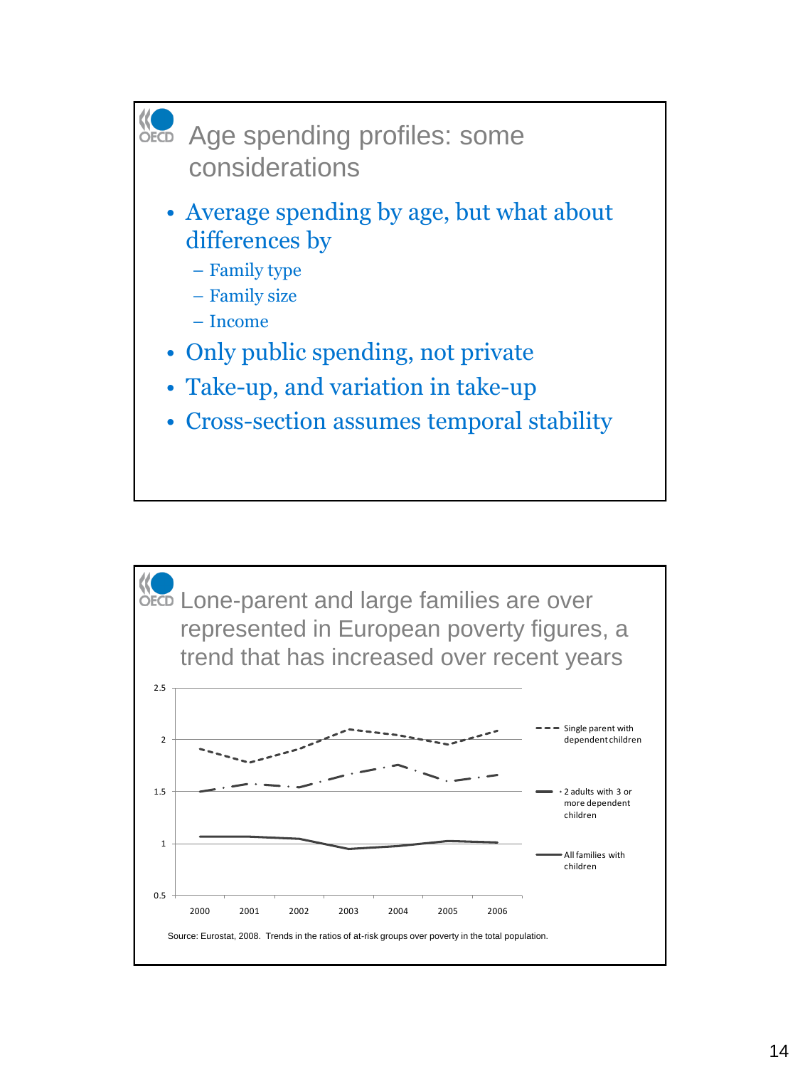## Age spending profiles: some considerations

- Average spending by age, but what about differences by
  - Family type
  - Family size
  - Income
- Only public spending, not private
- Take-up, and variation in take-up
- Cross-section assumes temporal stability

## Lone-parent and large families are over represented in European poverty figures, a trend that has increased over recent years

Legend: Single parent with dependent children; 2 adults with 3 or more dependent children; All families with children

Y-axis: 0.5, 1, 1.5, 2, 2.5

X-axis: 2000, 2001, 2002, 2003, 2004, 2005, 2006

Source: Eurostat, 2008. Trends in the ratios of at-risk groups over poverty in the total population.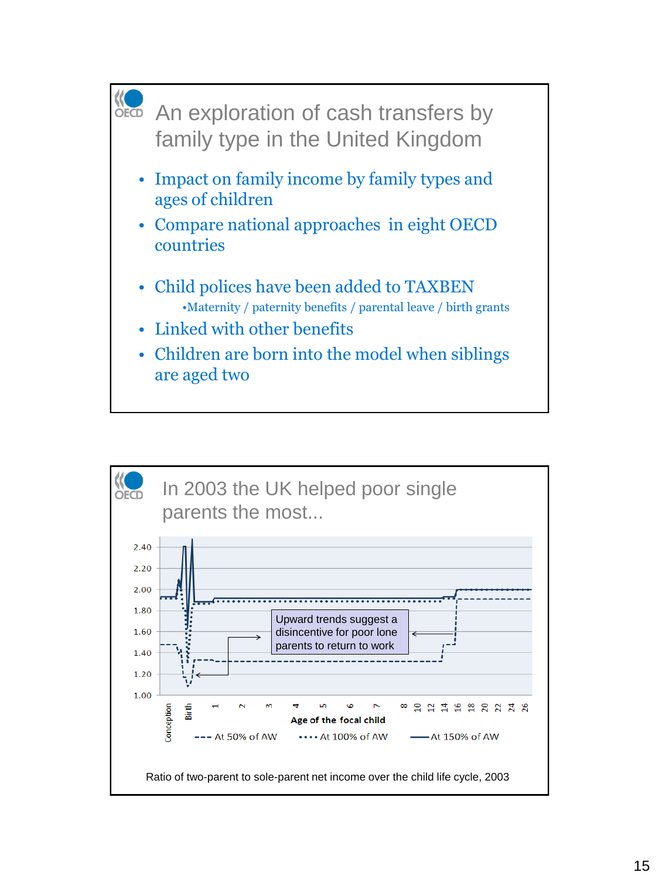## An exploration of cash transfers by family type in the United Kingdom

- Impact on family income by family types and ages of children
- Compare national approaches in eight OECD countries
- Child polices have been added to TAXBEN
  - Maternity / paternity benefits / parental leave / birth grants
- Linked with other benefits
- Children are born into the model when siblings are aged two

## In 2003 the UK helped poor single parents the most...

Upward trends suggest a disincentive for poor lone parents to return to work

Age of the focal child

--- At 50% of AW ···· At 100% of AW — At 150% of AW

Ratio of two-parent to sole-parent net income over the child life cycle, 2003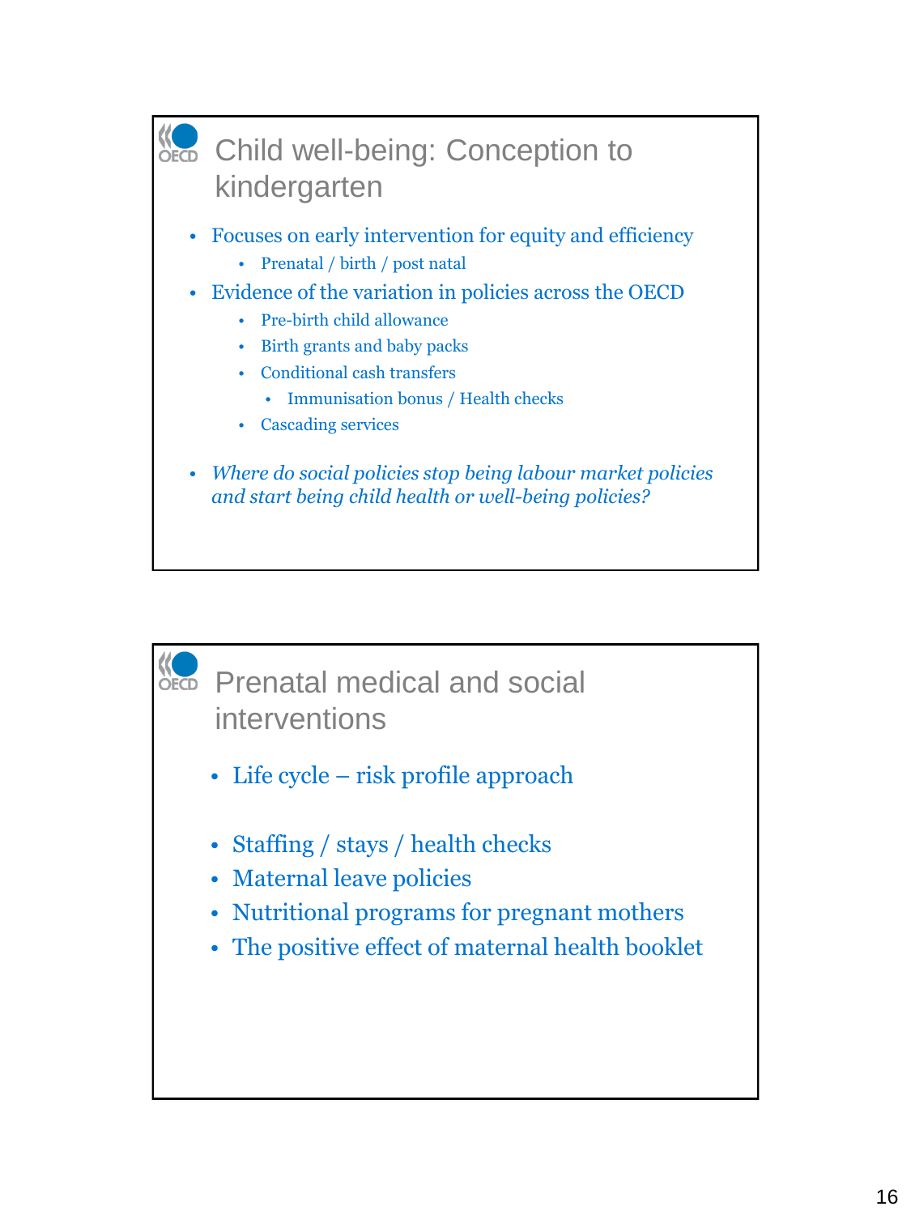## Child well-being: Conception to kindergarten

- Focuses on early intervention for equity and efficiency
  - Prenatal / birth / post natal
- Evidence of the variation in policies across the OECD
  - Pre-birth child allowance
  - Birth grants and baby packs
  - Conditional cash transfers
    - Immunisation bonus / Health checks
  - Cascading services
- *Where do social policies stop being labour market policies and start being child health or well-being policies?*

## Prenatal medical and social interventions

- Life cycle – risk profile approach

- Staffing / stays / health checks
- Maternal leave policies
- Nutritional programs for pregnant mothers
- The positive effect of maternal health booklet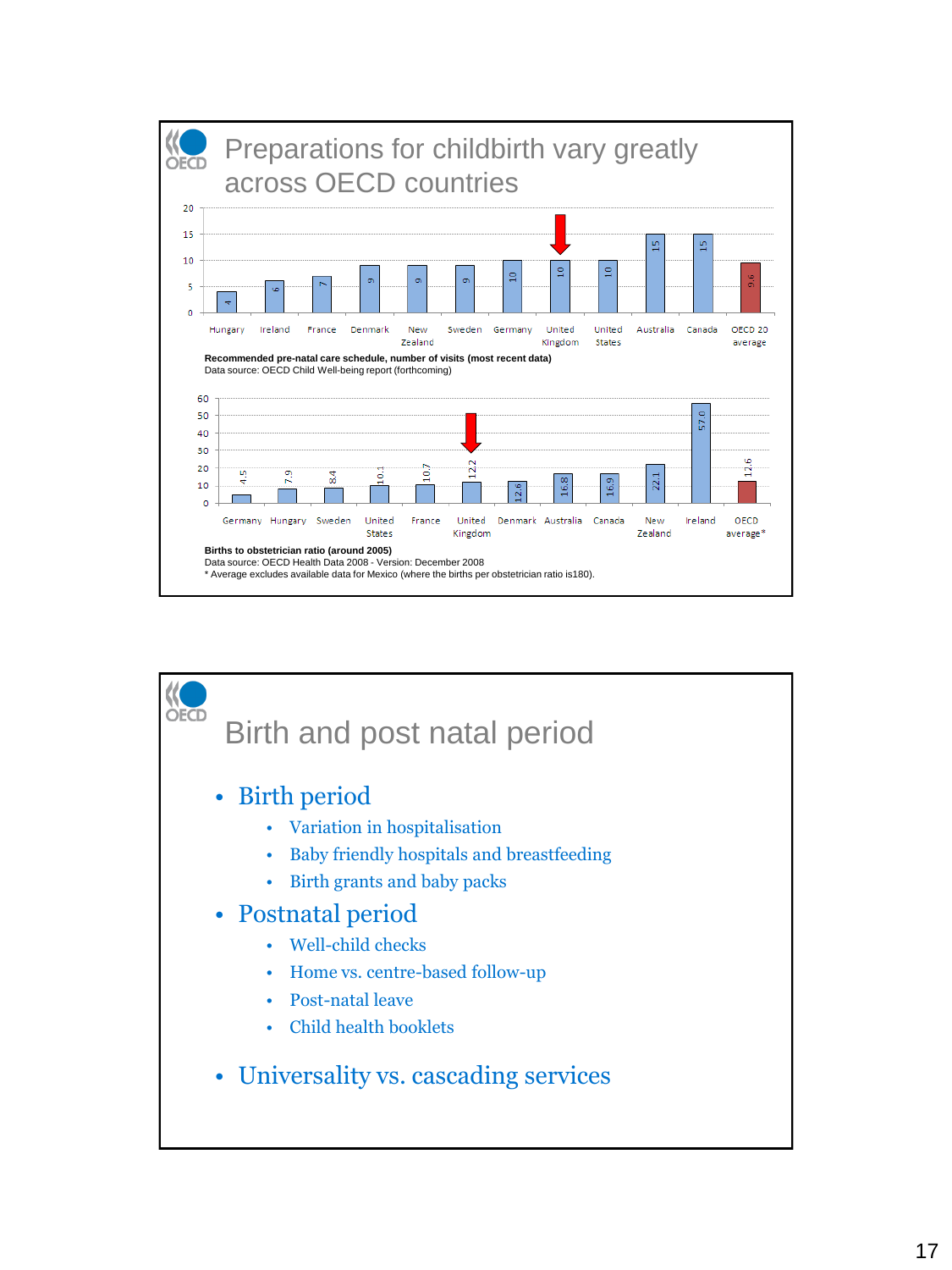## Preparations for childbirth vary greatly across OECD countries

| Country | Recommended pre-natal care visits |
|---|---|
| Hungary | 4 |
| Ireland | 6 |
| France | 7 |
| Denmark | 9 |
| New Zealand | 9 |
| Sweden | 9 |
| Germany | 10 |
| United Kingdom | 10 |
| United States | 10 |
| Australia | 15 |
| Canada | 15 |
| OECD 20 average | 9.6 |

**Recommended pre-natal care schedule, number of visits (most recent data)**
Data source: OECD Child Well-being report (forthcoming)

| Country | Births to obstetrician ratio |
|---|---|
| Germany | 4.5 |
| Hungary | 7.9 |
| Sweden | 8.4 |
| United States | 10.1 |
| France | 10.7 |
| United Kingdom | 12.2 |
| Denmark | 12.6 |
| Australia | 16.8 |
| Canada | 16.9 |
| New Zealand | 22.1 |
| Ireland | 57.0 |
| OECD average* | 12.6 |

**Births to obstetrician ratio (around 2005)**
Data source: OECD Health Data 2008 - Version: December 2008
* Average excludes available data for Mexico (where the births per obstetrician ratio is180).

## Birth and post natal period

- Birth period
  - Variation in hospitalisation
  - Baby friendly hospitals and breastfeeding
  - Birth grants and baby packs
- Postnatal period
  - Well-child checks
  - Home vs. centre-based follow-up
  - Post-natal leave
  - Child health booklets
- Universality vs. cascading services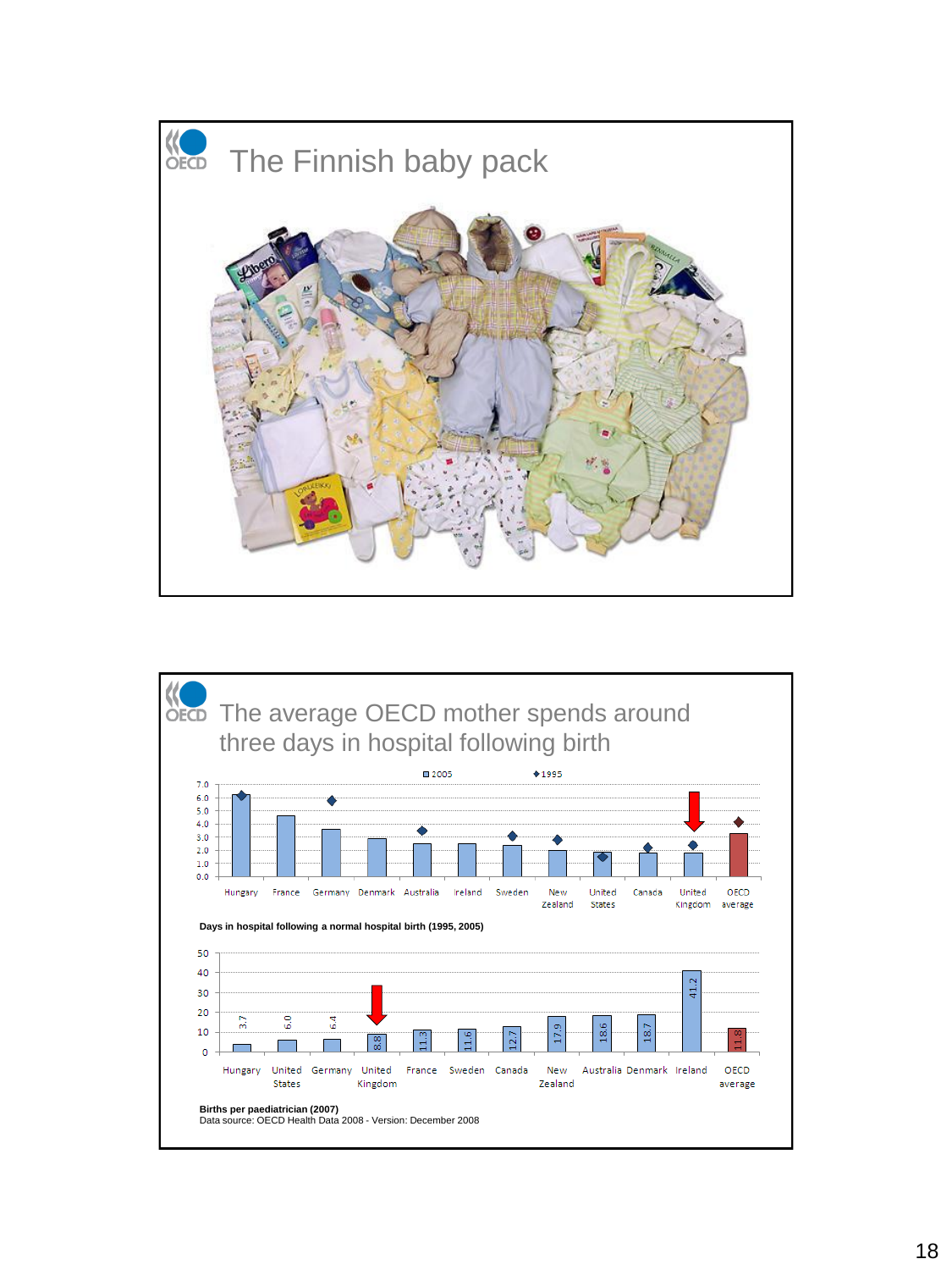## The Finnish baby pack

## The average OECD mother spends around three days in hospital following birth

Days in hospital following a normal hospital birth (1995, 2005)

| Country | 2005 | 1995 |
|---|---|---|
| Hungary | | |
| France | | |
| Germany | | |
| Denmark | | |
| Australia | | |
| Ireland | | |
| Sweden | | |
| New Zealand | | |
| United States | | |
| Canada | | |
| United Kingdom | | |
| OECD average | | |

Births per paediatrician (2007)

| Country | Births per paediatrician |
|---|---|
| Hungary | 3.7 |
| United States | 6.0 |
| Germany | 6.4 |
| United Kingdom | 8.8 |
| France | 11.3 |
| Sweden | 11.6 |
| Canada | 12.7 |
| New Zealand | 17.9 |
| Australia | 18.6 |
| Denmark | 18.7 |
| Ireland | 41.2 |
| OECD average | 11.8 |

Data source: OECD Health Data 2008 - Version: December 2008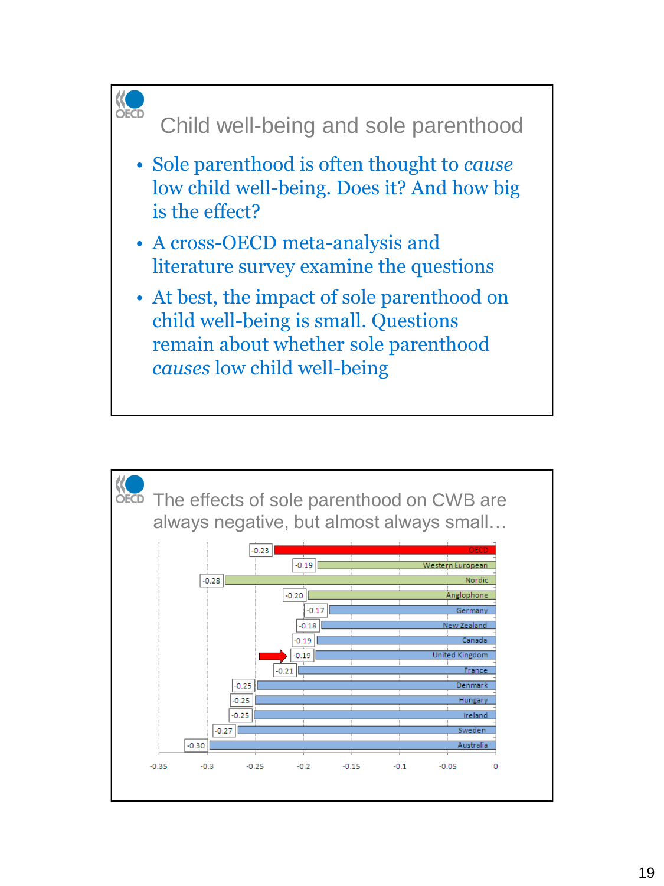## Child well-being and sole parenthood

- Sole parenthood is often thought to *cause* low child well-being. Does it? And how big is the effect?
- A cross-OECD meta-analysis and literature survey examine the questions
- At best, the impact of sole parenthood on child well-being is small. Questions remain about whether sole parenthood *causes* low child well-being

## The effects of sole parenthood on CWB are always negative, but almost always small…

| Country/Group | Effect |
|---|---|
| OECD | -0.23 |
| Western European | -0.19 |
| Nordic | -0.28 |
| Anglophone | -0.20 |
| Germany | -0.17 |
| New Zealand | -0.18 |
| Canada | -0.19 |
| United Kingdom | -0.19 |
| France | -0.21 |
| Denmark | -0.25 |
| Hungary | -0.25 |
| Ireland | -0.25 |
| Sweden | -0.27 |
| Australia | -0.30 |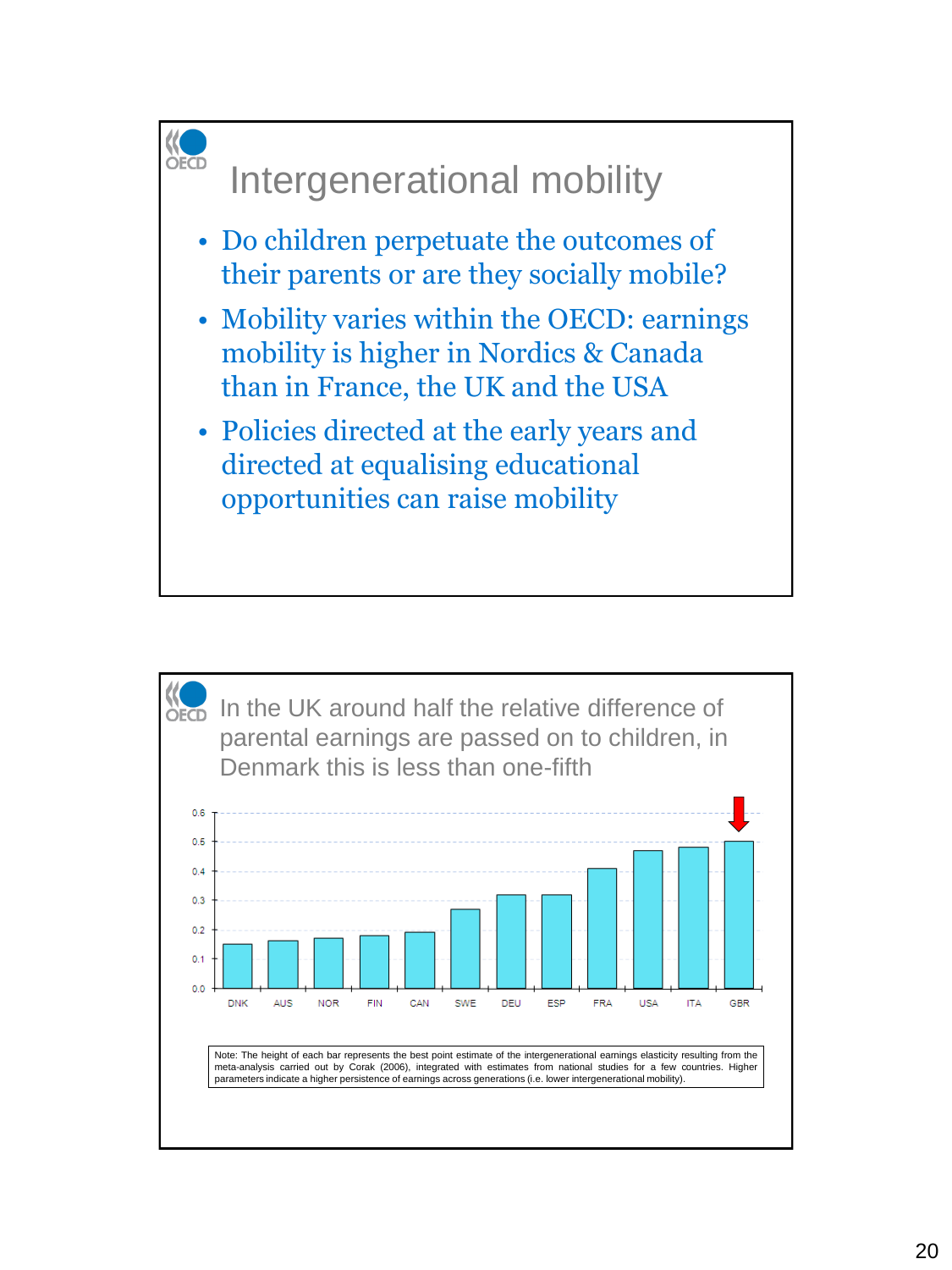## Intergenerational mobility

- Do children perpetuate the outcomes of their parents or are they socially mobile?
- Mobility varies within the OECD: earnings mobility is higher in Nordics & Canada than in France, the UK and the USA
- Policies directed at the early years and directed at equalising educational opportunities can raise mobility

## In the UK around half the relative difference of parental earnings are passed on to children, in Denmark this is less than one-fifth

| Country | Intergenerational earnings elasticity |
|---|---|
| DNK | 0.15 |
| AUS | 0.16 |
| NOR | 0.17 |
| FIN | 0.18 |
| CAN | 0.19 |
| SWE | 0.27 |
| DEU | 0.32 |
| ESP | 0.32 |
| FRA | 0.41 |
| USA | 0.47 |
| ITA | 0.48 |
| GBR | 0.50 |

Note: The height of each bar represents the best point estimate of the intergenerational earnings elasticity resulting from the meta-analysis carried out by Corak (2006), integrated with estimates from national studies for a few countries. Higher parameters indicate a higher persistence of earnings across generations (i.e. lower intergenerational mobility).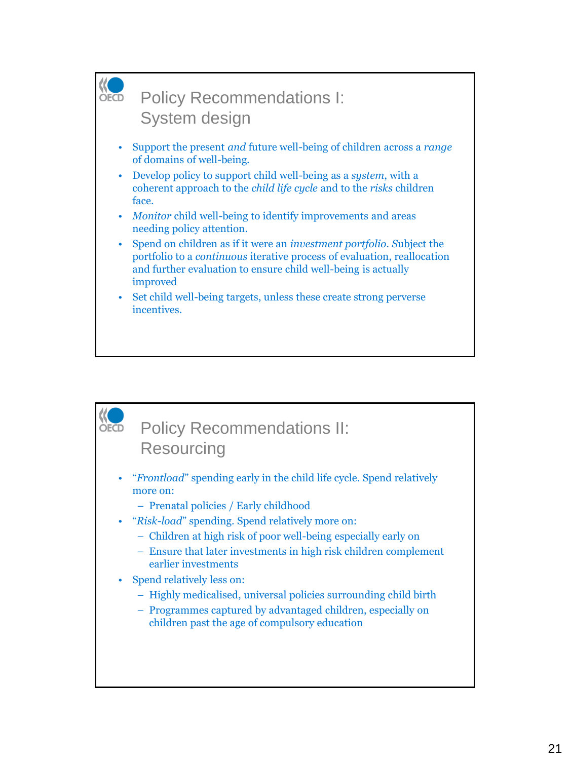## Policy Recommendations I: System design

- Support the present *and* future well-being of children across a *range* of domains of well-being.
- Develop policy to support child well-being as a *system*, with a coherent approach to the *child life cycle* and to the *risks* children face.
- *Monitor* child well-being to identify improvements and areas needing policy attention.
- Spend on children as if it were an *investment portfolio*. Subject the portfolio to a *continuous* iterative process of evaluation, reallocation and further evaluation to ensure child well-being is actually improved
- Set child well-being targets, unless these create strong perverse incentives.

## Policy Recommendations II: Resourcing

- "*Frontload*" spending early in the child life cycle. Spend relatively more on:
  - Prenatal policies / Early childhood
- "*Risk-load*" spending. Spend relatively more on:
  - Children at high risk of poor well-being especially early on
  - Ensure that later investments in high risk children complement earlier investments
- Spend relatively less on:
  - Highly medicalised, universal policies surrounding child birth
  - Programmes captured by advantaged children, especially on children past the age of compulsory education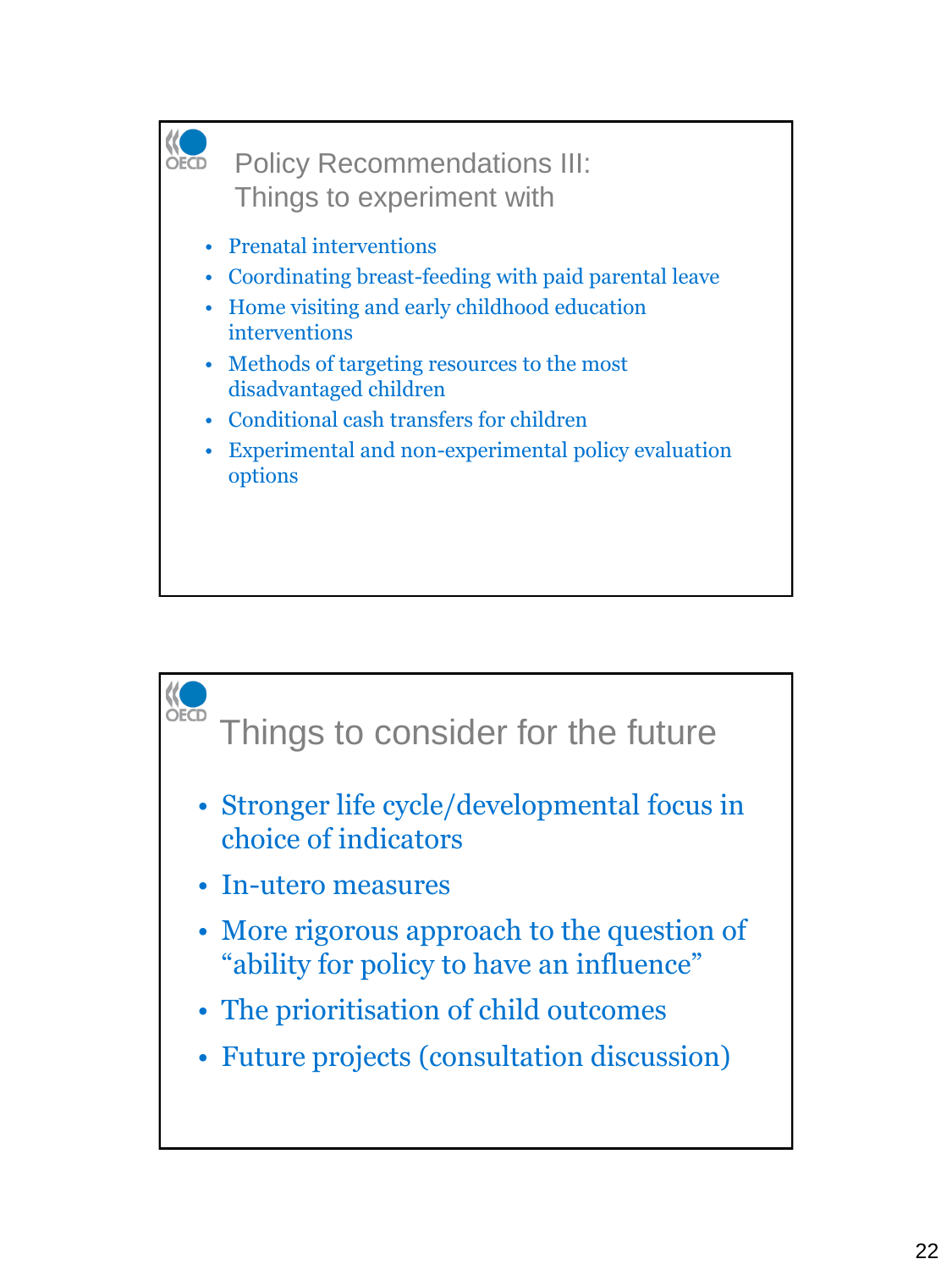## Policy Recommendations III: Things to experiment with

- Prenatal interventions
- Coordinating breast-feeding with paid parental leave
- Home visiting and early childhood education interventions
- Methods of targeting resources to the most disadvantaged children
- Conditional cash transfers for children
- Experimental and non-experimental policy evaluation options

## Things to consider for the future

- Stronger life cycle/developmental focus in choice of indicators
- In-utero measures
- More rigorous approach to the question of "ability for policy to have an influence"
- The prioritisation of child outcomes
- Future projects (consultation discussion)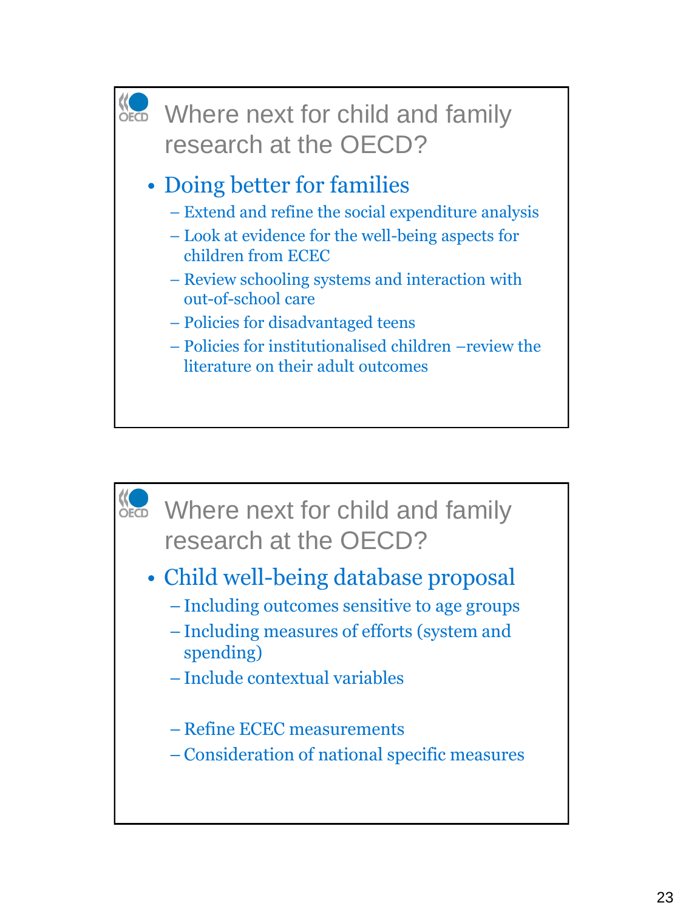## Where next for child and family research at the OECD?

- Doing better for families
  - Extend and refine the social expenditure analysis
  - Look at evidence for the well-being aspects for children from ECEC
  - Review schooling systems and interaction with out-of-school care
  - Policies for disadvantaged teens
  - Policies for institutionalised children –review the literature on their adult outcomes

## Where next for child and family research at the OECD?

- Child well-being database proposal
  - Including outcomes sensitive to age groups
  - Including measures of efforts (system and spending)
  - Include contextual variables
  - Refine ECEC measurements
  - Consideration of national specific measures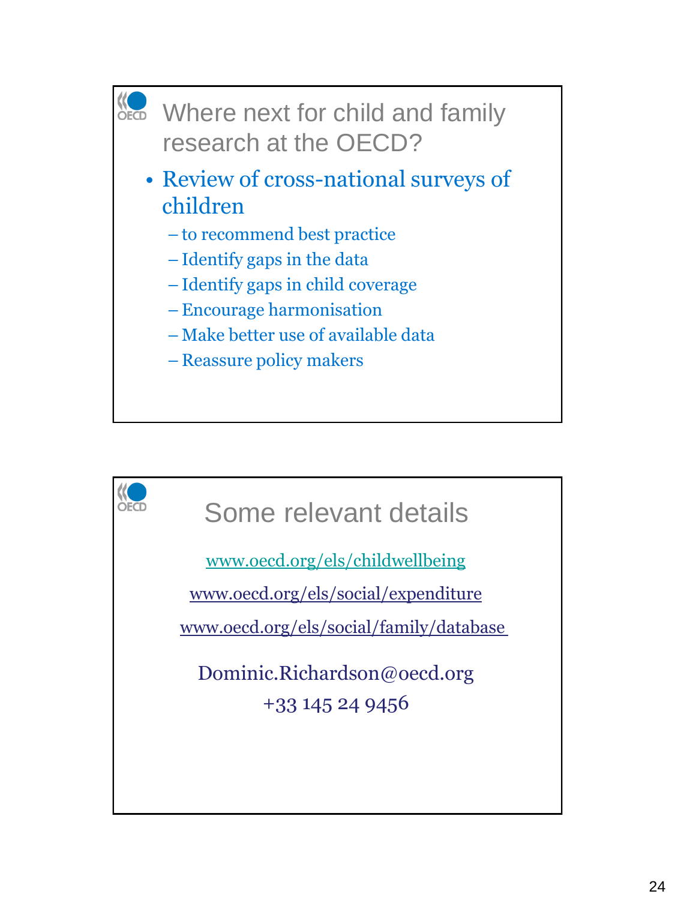## Where next for child and family research at the OECD?

- Review of cross-national surveys of children
  - to recommend best practice
  - Identify gaps in the data
  - Identify gaps in child coverage
  - Encourage harmonisation
  - Make better use of available data
  - Reassure policy makers

## Some relevant details

www.oecd.org/els/childwellbeing

www.oecd.org/els/social/expenditure

www.oecd.org/els/social/family/database

Dominic.Richardson@oecd.org

+33 145 24 9456